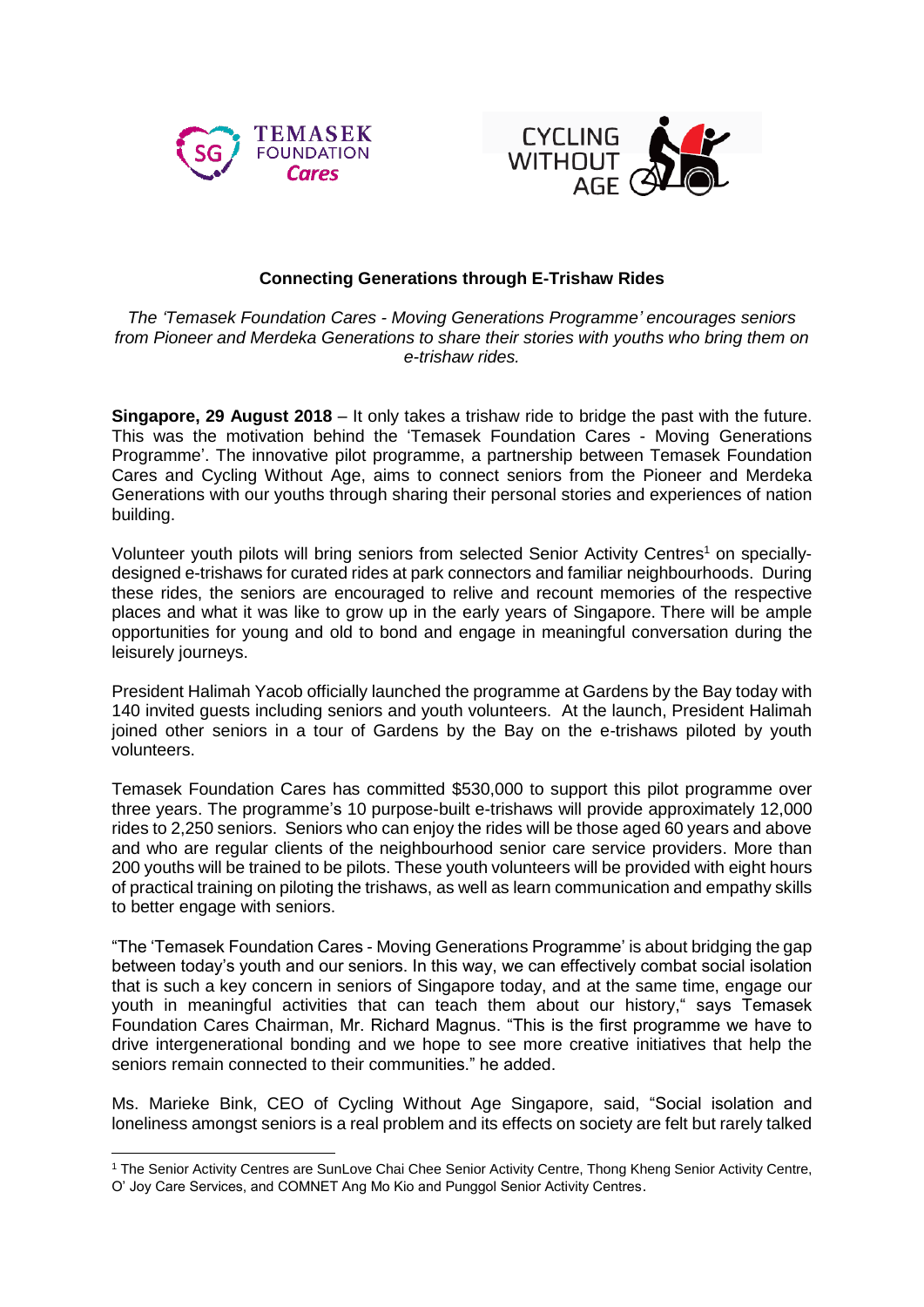**Connecting Generations through E-Trishaw Rides**

*The 'Temasek Foundation Cares - Moving Generations Programme' encourages seniors from Pioneer and Merdeka Generations to share their stories with youths who bring them on e-trishaw rides.*

**Singapore, 29 August 2018** – It only takes a trishaw ride to bridge the past with the future. This was the motivation behind the 'Temasek Foundation Cares - Moving Generations Programme'. The innovative pilot programme, a partnership between Temasek Foundation Cares and Cycling Without Age, aims to connect seniors from the Pioneer and Merdeka Generations with our youths through sharing their personal stories and experiences of nation building.

Volunteer youth pilots will bring seniors from selected Senior Activity Centres[1] on specially-designed e-trishaws for curated rides at park connectors and familiar neighbourhoods. During these rides, the seniors are encouraged to relive and recount memories of the respective places and what it was like to grow up in the early years of Singapore. There will be ample opportunities for young and old to bond and engage in meaningful conversation during the leisurely journeys.

President Halimah Yacob officially launched the programme at Gardens by the Bay today with 140 invited guests including seniors and youth volunteers. At the launch, President Halimah joined other seniors in a tour of Gardens by the Bay on the e-trishaws piloted by youth volunteers.

Temasek Foundation Cares has committed $530,000 to support this pilot programme over three years. The programme's 10 purpose-built e-trishaws will provide approximately 12,000 rides to 2,250 seniors. Seniors who can enjoy the rides will be those aged 60 years and above and who are regular clients of the neighbourhood senior care service providers. More than 200 youths will be trained to be pilots. These youth volunteers will be provided with eight hours of practical training on piloting the trishaws, as well as learn communication and empathy skills to better engage with seniors.

"The 'Temasek Foundation Cares - Moving Generations Programme' is about bridging the gap between today's youth and our seniors. In this way, we can effectively combat social isolation that is such a key concern in seniors of Singapore today, and at the same time, engage our youth in meaningful activities that can teach them about our history," says Temasek Foundation Cares Chairman, Mr. Richard Magnus. "This is the first programme we have to drive intergenerational bonding and we hope to see more creative initiatives that help the seniors remain connected to their communities." he added.

Ms. Marieke Bink, CEO of Cycling Without Age Singapore, said, "Social isolation and loneliness amongst seniors is a real problem and its effects on society are felt but rarely talked

[1] The Senior Activity Centres are SunLove Chai Chee Senior Activity Centre, Thong Kheng Senior Activity Centre, O' Joy Care Services, and COMNET Ang Mo Kio and Punggol Senior Activity Centres.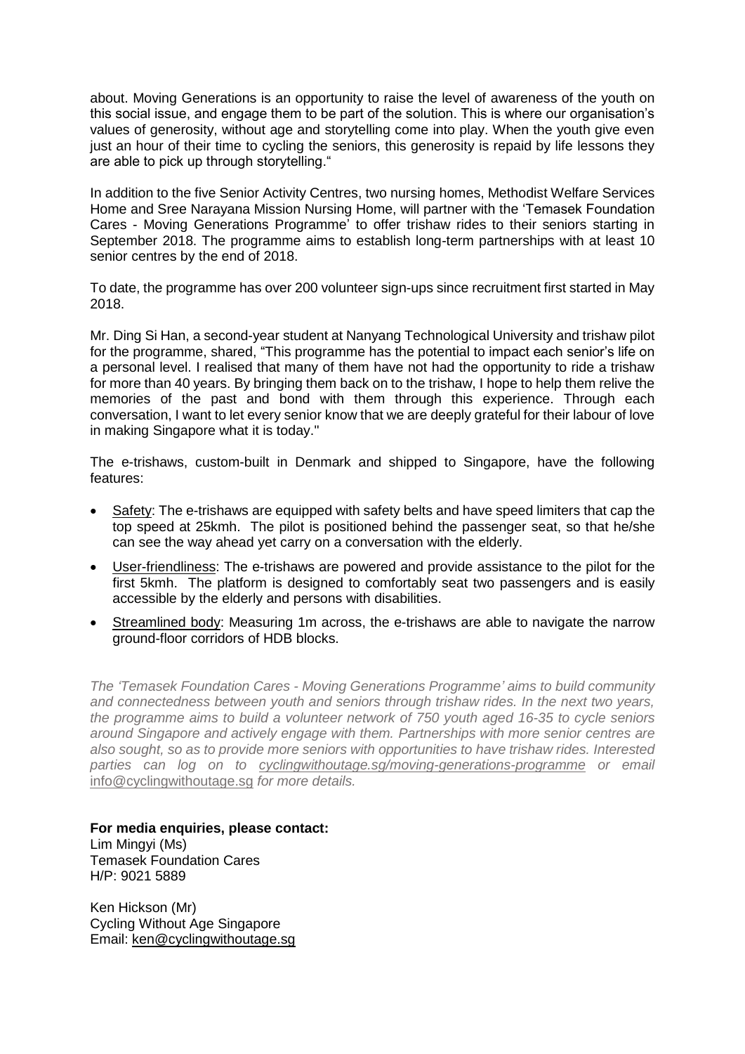about. Moving Generations is an opportunity to raise the level of awareness of the youth on this social issue, and engage them to be part of the solution. This is where our organisation's values of generosity, without age and storytelling come into play. When the youth give even just an hour of their time to cycling the seniors, this generosity is repaid by life lessons they are able to pick up through storytelling."

In addition to the five Senior Activity Centres, two nursing homes, Methodist Welfare Services Home and Sree Narayana Mission Nursing Home, will partner with the 'Temasek Foundation Cares - Moving Generations Programme' to offer trishaw rides to their seniors starting in September 2018. The programme aims to establish long-term partnerships with at least 10 senior centres by the end of 2018.

To date, the programme has over 200 volunteer sign-ups since recruitment first started in May 2018.

Mr. Ding Si Han, a second-year student at Nanyang Technological University and trishaw pilot for the programme, shared, "This programme has the potential to impact each senior's life on a personal level. I realised that many of them have not had the opportunity to ride a trishaw for more than 40 years. By bringing them back on to the trishaw, I hope to help them relive the memories of the past and bond with them through this experience. Through each conversation, I want to let every senior know that we are deeply grateful for their labour of love in making Singapore what it is today."

The e-trishaws, custom-built in Denmark and shipped to Singapore, have the following features:

- Safety: The e-trishaws are equipped with safety belts and have speed limiters that cap the top speed at 25kmh. The pilot is positioned behind the passenger seat, so that he/she can see the way ahead yet carry on a conversation with the elderly.
- User-friendliness: The e-trishaws are powered and provide assistance to the pilot for the first 5kmh. The platform is designed to comfortably seat two passengers and is easily accessible by the elderly and persons with disabilities.
- Streamlined body: Measuring 1m across, the e-trishaws are able to navigate the narrow ground-floor corridors of HDB blocks.

*The 'Temasek Foundation Cares - Moving Generations Programme' aims to build community and connectedness between youth and seniors through trishaw rides. In the next two years, the programme aims to build a volunteer network of 750 youth aged 16-35 to cycle seniors around Singapore and actively engage with them. Partnerships with more senior centres are also sought, so as to provide more seniors with opportunities to have trishaw rides. Interested parties can log on to cyclingwithoutage.sg/moving-generations-programme or email* info@cyclingwithoutage.sg *for more details.*

**For media enquiries, please contact:**
Lim Mingyi (Ms)
Temasek Foundation Cares
H/P: 9021 5889

Ken Hickson (Mr)
Cycling Without Age Singapore
Email: ken@cyclingwithoutage.sg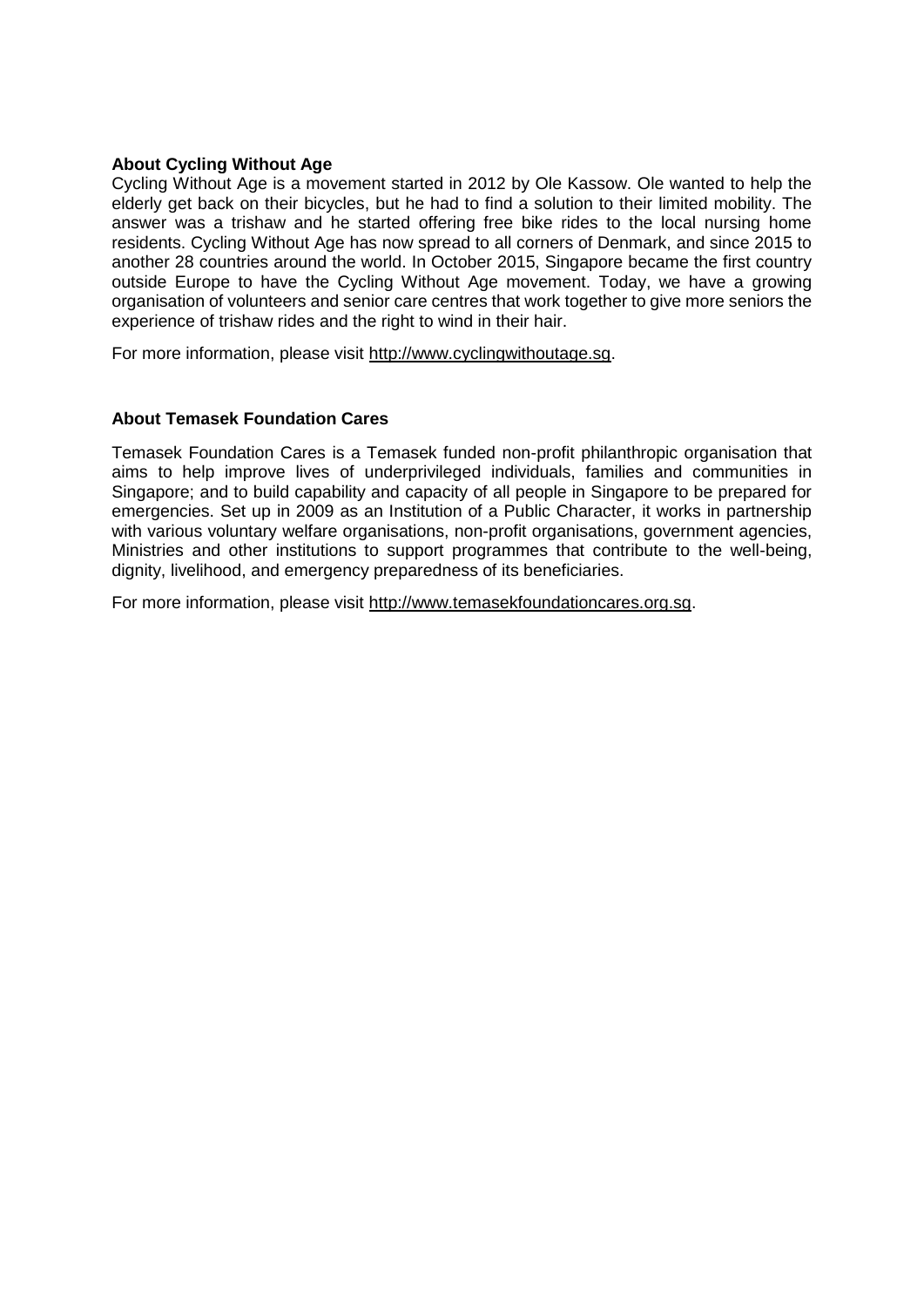**About Cycling Without Age**

Cycling Without Age is a movement started in 2012 by Ole Kassow. Ole wanted to help the elderly get back on their bicycles, but he had to find a solution to their limited mobility. The answer was a trishaw and he started offering free bike rides to the local nursing home residents. Cycling Without Age has now spread to all corners of Denmark, and since 2015 to another 28 countries around the world. In October 2015, Singapore became the first country outside Europe to have the Cycling Without Age movement. Today, we have a growing organisation of volunteers and senior care centres that work together to give more seniors the experience of trishaw rides and the right to wind in their hair.

For more information, please visit http://www.cyclingwithoutage.sg.

**About Temasek Foundation Cares**

Temasek Foundation Cares is a Temasek funded non-profit philanthropic organisation that aims to help improve lives of underprivileged individuals, families and communities in Singapore; and to build capability and capacity of all people in Singapore to be prepared for emergencies. Set up in 2009 as an Institution of a Public Character, it works in partnership with various voluntary welfare organisations, non-profit organisations, government agencies, Ministries and other institutions to support programmes that contribute to the well-being, dignity, livelihood, and emergency preparedness of its beneficiaries.

For more information, please visit http://www.temasekfoundationcares.org.sg.